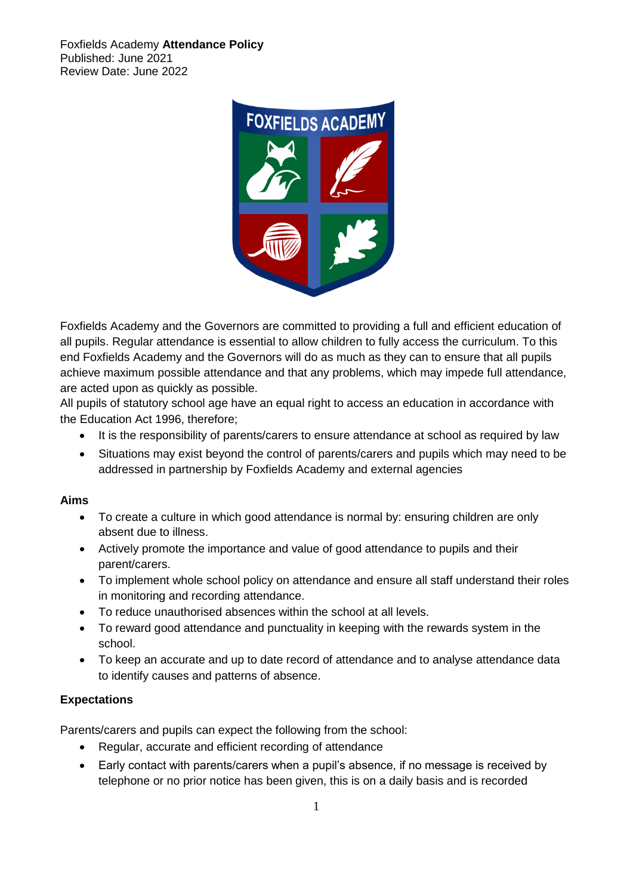Foxfields Academy **Attendance Policy**
Published: June 2021
Review Date: June 2022

Foxfields Academy and the Governors are committed to providing a full and efficient education of all pupils. Regular attendance is essential to allow children to fully access the curriculum. To this end Foxfields Academy and the Governors will do as much as they can to ensure that all pupils achieve maximum possible attendance and that any problems, which may impede full attendance, are acted upon as quickly as possible.
All pupils of statutory school age have an equal right to access an education in accordance with the Education Act 1996, therefore;

- It is the responsibility of parents/carers to ensure attendance at school as required by law
- Situations may exist beyond the control of parents/carers and pupils which may need to be addressed in partnership by Foxfields Academy and external agencies

**Aims**

- To create a culture in which good attendance is normal by: ensuring children are only absent due to illness.
- Actively promote the importance and value of good attendance to pupils and their parent/carers.
- To implement whole school policy on attendance and ensure all staff understand their roles in monitoring and recording attendance.
- To reduce unauthorised absences within the school at all levels.
- To reward good attendance and punctuality in keeping with the rewards system in the school.
- To keep an accurate and up to date record of attendance and to analyse attendance data to identify causes and patterns of absence.

**Expectations**

Parents/carers and pupils can expect the following from the school:

- Regular, accurate and efficient recording of attendance
- Early contact with parents/carers when a pupil's absence, if no message is received by telephone or no prior notice has been given, this is on a daily basis and is recorded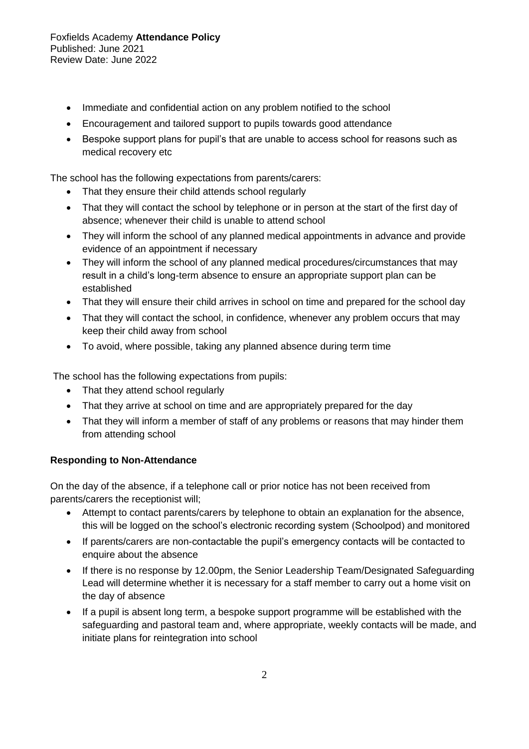- Immediate and confidential action on any problem notified to the school
- Encouragement and tailored support to pupils towards good attendance
- Bespoke support plans for pupil's that are unable to access school for reasons such as medical recovery etc

The school has the following expectations from parents/carers:

- That they ensure their child attends school regularly
- That they will contact the school by telephone or in person at the start of the first day of absence; whenever their child is unable to attend school
- They will inform the school of any planned medical appointments in advance and provide evidence of an appointment if necessary
- They will inform the school of any planned medical procedures/circumstances that may result in a child's long-term absence to ensure an appropriate support plan can be established
- That they will ensure their child arrives in school on time and prepared for the school day
- That they will contact the school, in confidence, whenever any problem occurs that may keep their child away from school
- To avoid, where possible, taking any planned absence during term time

The school has the following expectations from pupils:

- That they attend school regularly
- That they arrive at school on time and are appropriately prepared for the day
- That they will inform a member of staff of any problems or reasons that may hinder them from attending school

**Responding to Non-Attendance**

On the day of the absence, if a telephone call or prior notice has not been received from parents/carers the receptionist will;

- Attempt to contact parents/carers by telephone to obtain an explanation for the absence, this will be logged on the school's electronic recording system (Schoolpod) and monitored
- If parents/carers are non-contactable the pupil's emergency contacts will be contacted to enquire about the absence
- If there is no response by 12.00pm, the Senior Leadership Team/Designated Safeguarding Lead will determine whether it is necessary for a staff member to carry out a home visit on the day of absence
- If a pupil is absent long term, a bespoke support programme will be established with the safeguarding and pastoral team and, where appropriate, weekly contacts will be made, and initiate plans for reintegration into school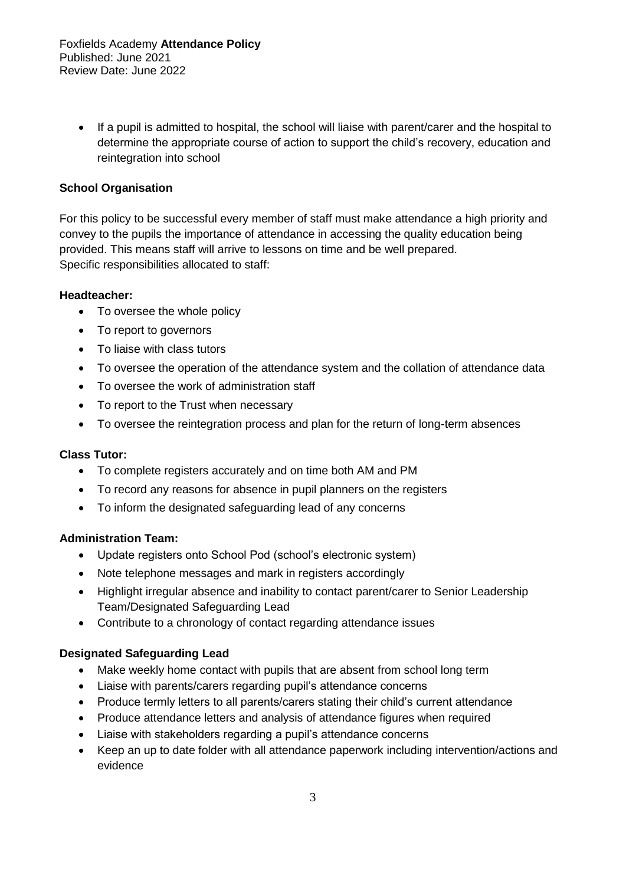- If a pupil is admitted to hospital, the school will liaise with parent/carer and the hospital to determine the appropriate course of action to support the child's recovery, education and reintegration into school

**School Organisation**

For this policy to be successful every member of staff must make attendance a high priority and convey to the pupils the importance of attendance in accessing the quality education being provided. This means staff will arrive to lessons on time and be well prepared.
Specific responsibilities allocated to staff:

**Headteacher:**

- To oversee the whole policy
- To report to governors
- To liaise with class tutors
- To oversee the operation of the attendance system and the collation of attendance data
- To oversee the work of administration staff
- To report to the Trust when necessary
- To oversee the reintegration process and plan for the return of long-term absences

**Class Tutor:**

- To complete registers accurately and on time both AM and PM
- To record any reasons for absence in pupil planners on the registers
- To inform the designated safeguarding lead of any concerns

**Administration Team:**

- Update registers onto School Pod (school's electronic system)
- Note telephone messages and mark in registers accordingly
- Highlight irregular absence and inability to contact parent/carer to Senior Leadership Team/Designated Safeguarding Lead
- Contribute to a chronology of contact regarding attendance issues

**Designated Safeguarding Lead**

- Make weekly home contact with pupils that are absent from school long term
- Liaise with parents/carers regarding pupil's attendance concerns
- Produce termly letters to all parents/carers stating their child's current attendance
- Produce attendance letters and analysis of attendance figures when required
- Liaise with stakeholders regarding a pupil's attendance concerns
- Keep an up to date folder with all attendance paperwork including intervention/actions and evidence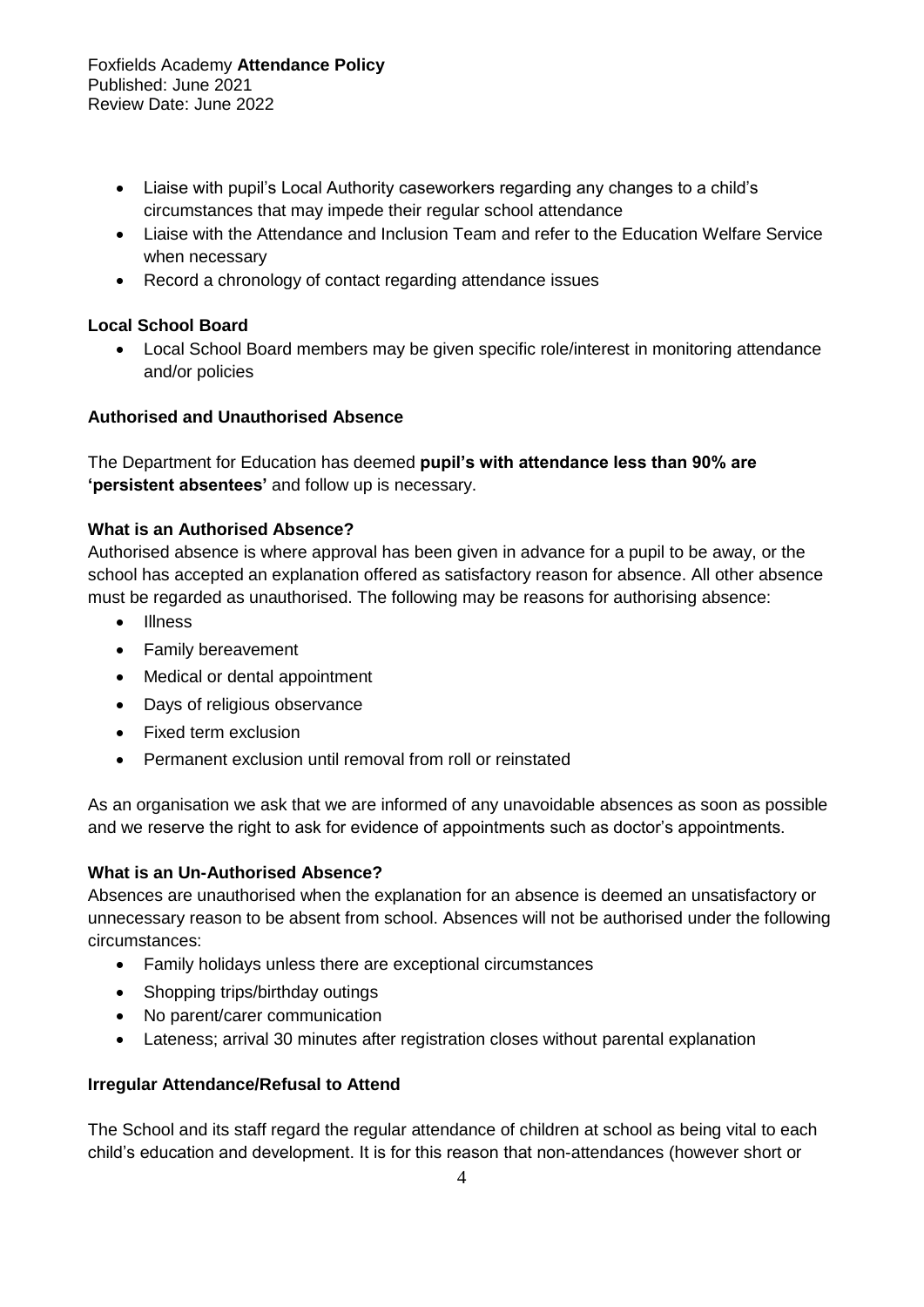- Liaise with pupil's Local Authority caseworkers regarding any changes to a child's circumstances that may impede their regular school attendance
- Liaise with the Attendance and Inclusion Team and refer to the Education Welfare Service when necessary
- Record a chronology of contact regarding attendance issues

### Local School Board

- Local School Board members may be given specific role/interest in monitoring attendance and/or policies

### Authorised and Unauthorised Absence

The Department for Education has deemed **pupil's with attendance less than 90% are 'persistent absentees'** and follow up is necessary.

### What is an Authorised Absence?

Authorised absence is where approval has been given in advance for a pupil to be away, or the school has accepted an explanation offered as satisfactory reason for absence. All other absence must be regarded as unauthorised. The following may be reasons for authorising absence:

- Illness
- Family bereavement
- Medical or dental appointment
- Days of religious observance
- Fixed term exclusion
- Permanent exclusion until removal from roll or reinstated

As an organisation we ask that we are informed of any unavoidable absences as soon as possible and we reserve the right to ask for evidence of appointments such as doctor's appointments.

### What is an Un-Authorised Absence?

Absences are unauthorised when the explanation for an absence is deemed an unsatisfactory or unnecessary reason to be absent from school. Absences will not be authorised under the following circumstances:

- Family holidays unless there are exceptional circumstances
- Shopping trips/birthday outings
- No parent/carer communication
- Lateness; arrival 30 minutes after registration closes without parental explanation

### Irregular Attendance/Refusal to Attend

The School and its staff regard the regular attendance of children at school as being vital to each child's education and development. It is for this reason that non-attendances (however short or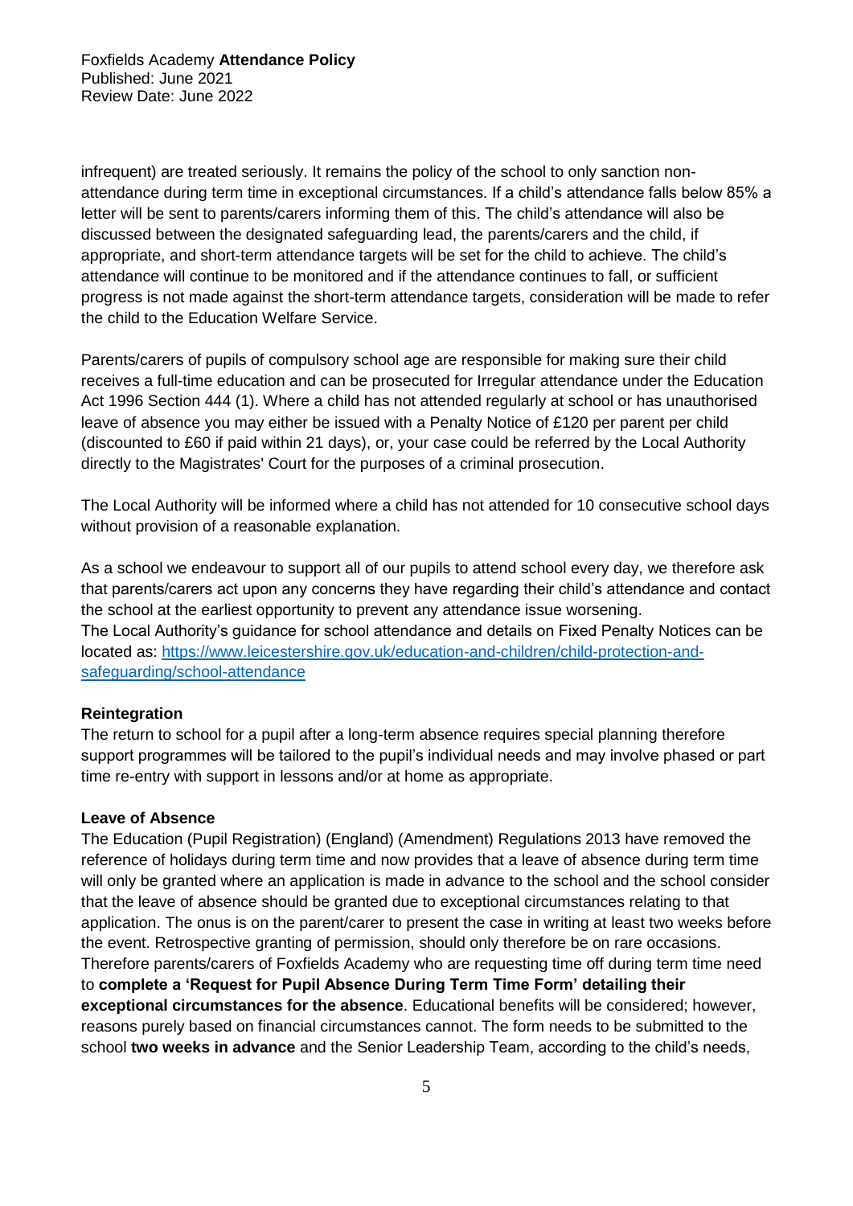infrequent) are treated seriously. It remains the policy of the school to only sanction non-attendance during term time in exceptional circumstances. If a child's attendance falls below 85% a letter will be sent to parents/carers informing them of this. The child's attendance will also be discussed between the designated safeguarding lead, the parents/carers and the child, if appropriate, and short-term attendance targets will be set for the child to achieve. The child's attendance will continue to be monitored and if the attendance continues to fall, or sufficient progress is not made against the short-term attendance targets, consideration will be made to refer the child to the Education Welfare Service.

Parents/carers of pupils of compulsory school age are responsible for making sure their child receives a full-time education and can be prosecuted for Irregular attendance under the Education Act 1996 Section 444 (1). Where a child has not attended regularly at school or has unauthorised leave of absence you may either be issued with a Penalty Notice of £120 per parent per child (discounted to £60 if paid within 21 days), or, your case could be referred by the Local Authority directly to the Magistrates' Court for the purposes of a criminal prosecution.

The Local Authority will be informed where a child has not attended for 10 consecutive school days without provision of a reasonable explanation.

As a school we endeavour to support all of our pupils to attend school every day, we therefore ask that parents/carers act upon any concerns they have regarding their child's attendance and contact the school at the earliest opportunity to prevent any attendance issue worsening.
The Local Authority's guidance for school attendance and details on Fixed Penalty Notices can be located as: [https://www.leicestershire.gov.uk/education-and-children/child-protection-and-safeguarding/school-attendance](https://www.leicestershire.gov.uk/education-and-children/child-protection-and-safeguarding/school-attendance)

**Reintegration**
The return to school for a pupil after a long-term absence requires special planning therefore support programmes will be tailored to the pupil's individual needs and may involve phased or part time re-entry with support in lessons and/or at home as appropriate.

**Leave of Absence**
The Education (Pupil Registration) (England) (Amendment) Regulations 2013 have removed the reference of holidays during term time and now provides that a leave of absence during term time will only be granted where an application is made in advance to the school and the school consider that the leave of absence should be granted due to exceptional circumstances relating to that application. The onus is on the parent/carer to present the case in writing at least two weeks before the event. Retrospective granting of permission, should only therefore be on rare occasions. Therefore parents/carers of Foxfields Academy who are requesting time off during term time need to **complete a 'Request for Pupil Absence During Term Time Form' detailing their exceptional circumstances for the absence**. Educational benefits will be considered; however, reasons purely based on financial circumstances cannot. The form needs to be submitted to the school **two weeks in advance** and the Senior Leadership Team, according to the child's needs,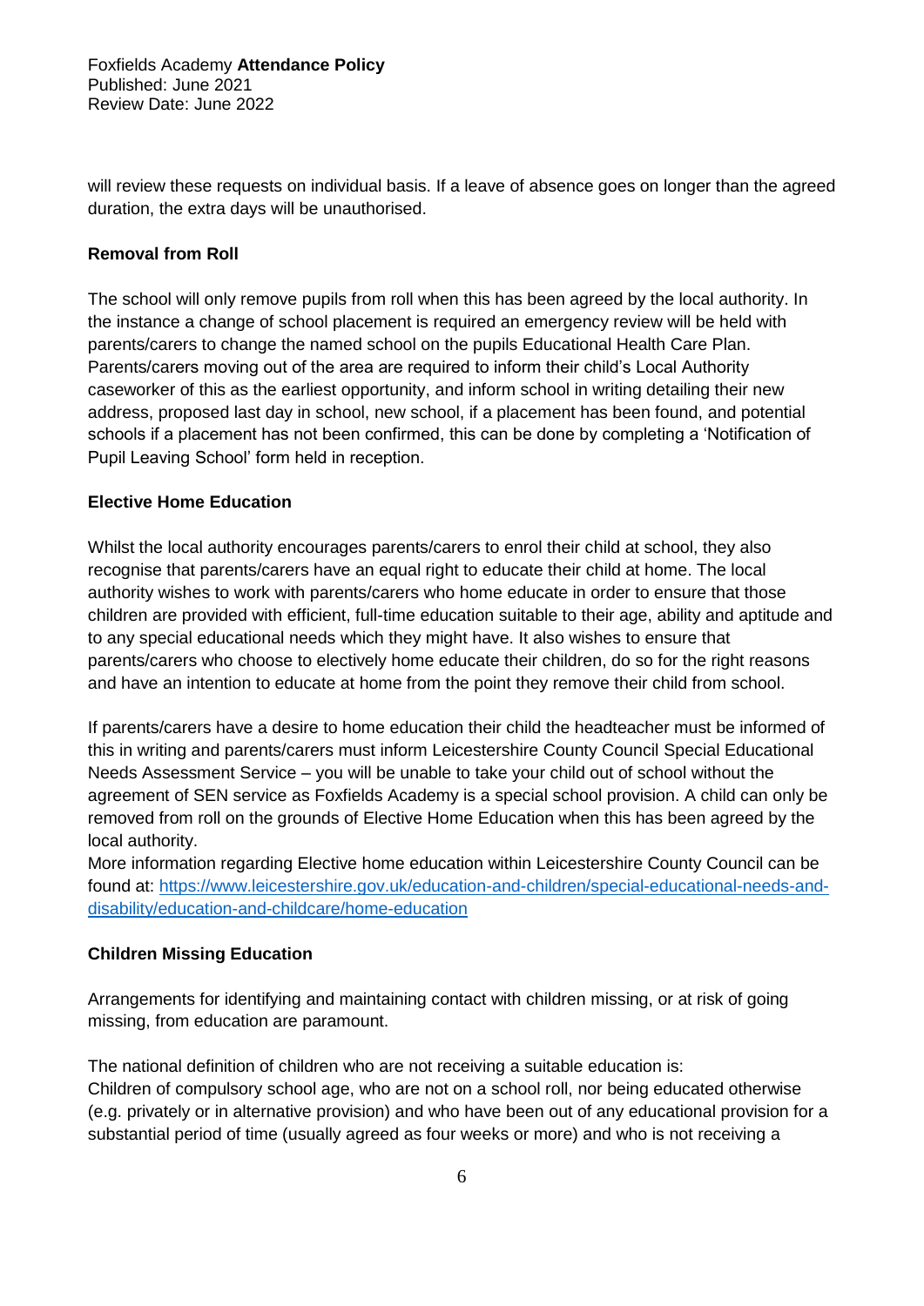will review these requests on individual basis. If a leave of absence goes on longer than the agreed duration, the extra days will be unauthorised.

**Removal from Roll**

The school will only remove pupils from roll when this has been agreed by the local authority. In the instance a change of school placement is required an emergency review will be held with parents/carers to change the named school on the pupils Educational Health Care Plan. Parents/carers moving out of the area are required to inform their child's Local Authority caseworker of this as the earliest opportunity, and inform school in writing detailing their new address, proposed last day in school, new school, if a placement has been found, and potential schools if a placement has not been confirmed, this can be done by completing a 'Notification of Pupil Leaving School' form held in reception.

**Elective Home Education**

Whilst the local authority encourages parents/carers to enrol their child at school, they also recognise that parents/carers have an equal right to educate their child at home. The local authority wishes to work with parents/carers who home educate in order to ensure that those children are provided with efficient, full-time education suitable to their age, ability and aptitude and to any special educational needs which they might have. It also wishes to ensure that parents/carers who choose to electively home educate their children, do so for the right reasons and have an intention to educate at home from the point they remove their child from school.

If parents/carers have a desire to home education their child the headteacher must be informed of this in writing and parents/carers must inform Leicestershire County Council Special Educational Needs Assessment Service – you will be unable to take your child out of school without the agreement of SEN service as Foxfields Academy is a special school provision. A child can only be removed from roll on the grounds of Elective Home Education when this has been agreed by the local authority.
More information regarding Elective home education within Leicestershire County Council can be found at: [https://www.leicestershire.gov.uk/education-and-children/special-educational-needs-and-disability/education-and-childcare/home-education](https://www.leicestershire.gov.uk/education-and-children/special-educational-needs-and-disability/education-and-childcare/home-education)

**Children Missing Education**

Arrangements for identifying and maintaining contact with children missing, or at risk of going missing, from education are paramount.

The national definition of children who are not receiving a suitable education is:
Children of compulsory school age, who are not on a school roll, nor being educated otherwise (e.g. privately or in alternative provision) and who have been out of any educational provision for a substantial period of time (usually agreed as four weeks or more) and who is not receiving a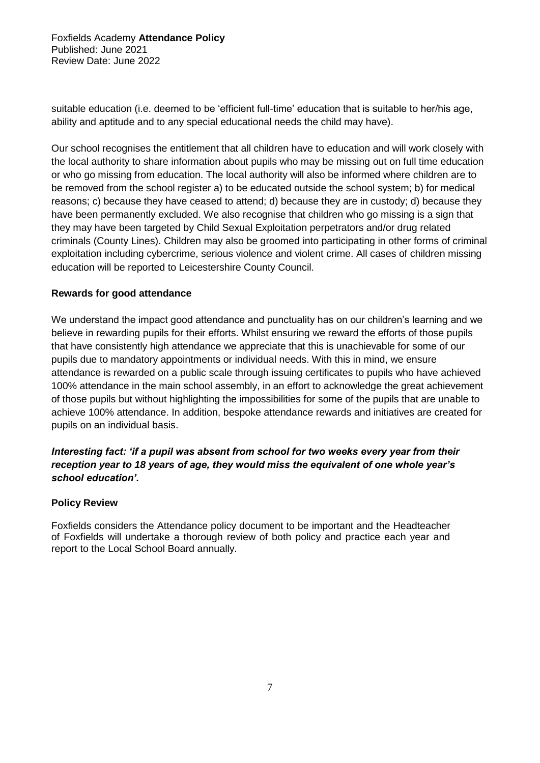suitable education (i.e. deemed to be 'efficient full-time' education that is suitable to her/his age, ability and aptitude and to any special educational needs the child may have).

Our school recognises the entitlement that all children have to education and will work closely with the local authority to share information about pupils who may be missing out on full time education or who go missing from education. The local authority will also be informed where children are to be removed from the school register a) to be educated outside the school system; b) for medical reasons; c) because they have ceased to attend; d) because they are in custody; d) because they have been permanently excluded. We also recognise that children who go missing is a sign that they may have been targeted by Child Sexual Exploitation perpetrators and/or drug related criminals (County Lines). Children may also be groomed into participating in other forms of criminal exploitation including cybercrime, serious violence and violent crime. All cases of children missing education will be reported to Leicestershire County Council.

**Rewards for good attendance**

We understand the impact good attendance and punctuality has on our children's learning and we believe in rewarding pupils for their efforts. Whilst ensuring we reward the efforts of those pupils that have consistently high attendance we appreciate that this is unachievable for some of our pupils due to mandatory appointments or individual needs. With this in mind, we ensure attendance is rewarded on a public scale through issuing certificates to pupils who have achieved 100% attendance in the main school assembly, in an effort to acknowledge the great achievement of those pupils but without highlighting the impossibilities for some of the pupils that are unable to achieve 100% attendance. In addition, bespoke attendance rewards and initiatives are created for pupils on an individual basis.

***Interesting fact: 'if a pupil was absent from school for two weeks every year from their reception year to 18 years of age, they would miss the equivalent of one whole year's school education'.***

**Policy Review**

Foxfields considers the Attendance policy document to be important and the Headteacher of Foxfields will undertake a thorough review of both policy and practice each year and report to the Local School Board annually.